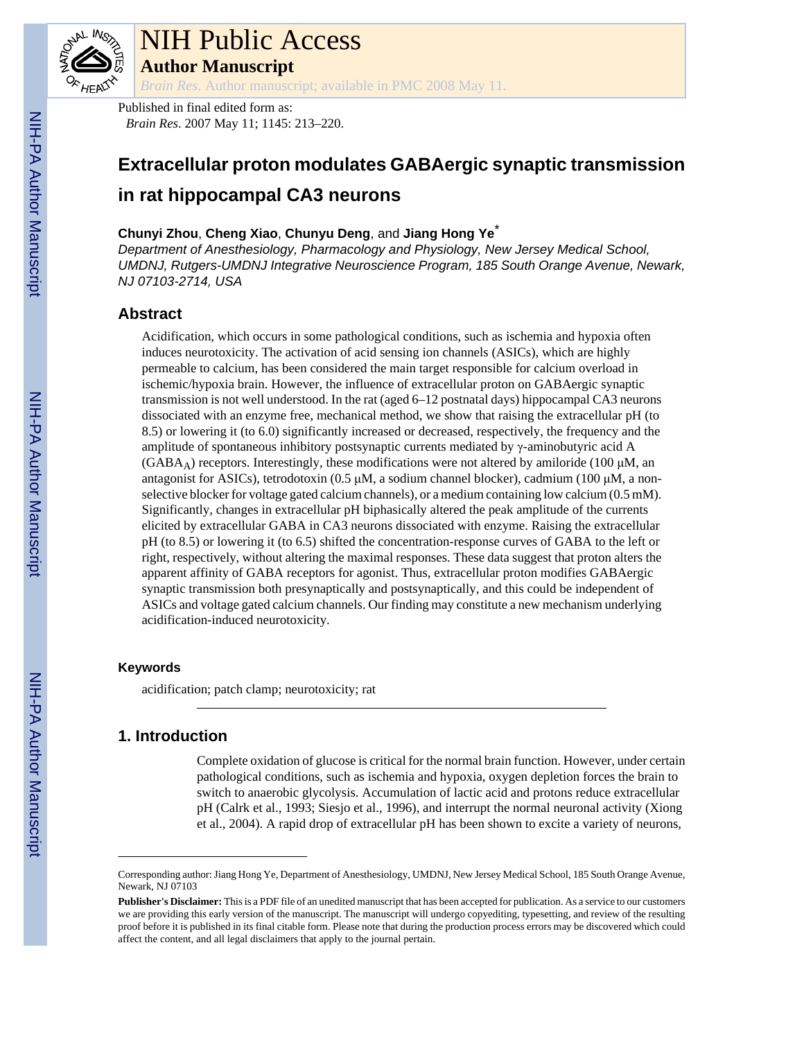# NIH Public Access

## Author Manuscript

*Brain Res*. Author manuscript; available in PMC 2008 May 11.

Published in final edited form as:

*Brain Res*. 2007 May 11; 1145: 213–220.

# Extracellular proton modulates GABAergic synaptic transmission in rat hippocampal CA3 neurons

**Chunyi Zhou**, **Cheng Xiao**, **Chunyu Deng**, and **Jiang Hong Ye**[*]

*Department of Anesthesiology, Pharmacology and Physiology, New Jersey Medical School, UMDNJ, Rutgers-UMDNJ Integrative Neuroscience Program, 185 South Orange Avenue, Newark, NJ 07103-2714, USA*

## Abstract

Acidification, which occurs in some pathological conditions, such as ischemia and hypoxia often induces neurotoxicity. The activation of acid sensing ion channels (ASICs), which are highly permeable to calcium, has been considered the main target responsible for calcium overload in ischemic/hypoxia brain. However, the influence of extracellular proton on GABAergic synaptic transmission is not well understood. In the rat (aged 6–12 postnatal days) hippocampal CA3 neurons dissociated with an enzyme free, mechanical method, we show that raising the extracellular pH (to 8.5) or lowering it (to 6.0) significantly increased or decreased, respectively, the frequency and the amplitude of spontaneous inhibitory postsynaptic currents mediated by γ-aminobutyric acid A ($GABA_A$) receptors. Interestingly, these modifications were not altered by amiloride (100 μM, an antagonist for ASICs), tetrodotoxin (0.5 μM, a sodium channel blocker), cadmium (100 μM, a non-selective blocker for voltage gated calcium channels), or a medium containing low calcium (0.5 mM). Significantly, changes in extracellular pH biphasically altered the peak amplitude of the currents elicited by extracellular GABA in CA3 neurons dissociated with enzyme. Raising the extracellular pH (to 8.5) or lowering it (to 6.5) shifted the concentration-response curves of GABA to the left or right, respectively, without altering the maximal responses. These data suggest that proton alters the apparent affinity of GABA receptors for agonist. Thus, extracellular proton modifies GABAergic synaptic transmission both presynaptically and postsynaptically, and this could be independent of ASICs and voltage gated calcium channels. Our finding may constitute a new mechanism underlying acidification-induced neurotoxicity.

### Keywords

acidification; patch clamp; neurotoxicity; rat

## 1. Introduction

Complete oxidation of glucose is critical for the normal brain function. However, under certain pathological conditions, such as ischemia and hypoxia, oxygen depletion forces the brain to switch to anaerobic glycolysis. Accumulation of lactic acid and protons reduce extracellular pH (Calrk et al., 1993; Siesjo et al., 1996), and interrupt the normal neuronal activity (Xiong et al., 2004). A rapid drop of extracellular pH has been shown to excite a variety of neurons,

---

Corresponding author: Jiang Hong Ye, Department of Anesthesiology, UMDNJ, New Jersey Medical School, 185 South Orange Avenue, Newark, NJ 07103

**Publisher's Disclaimer:** This is a PDF file of an unedited manuscript that has been accepted for publication. As a service to our customers we are providing this early version of the manuscript. The manuscript will undergo copyediting, typesetting, and review of the resulting proof before it is published in its final citable form. Please note that during the production process errors may be discovered which could affect the content, and all legal disclaimers that apply to the journal pertain.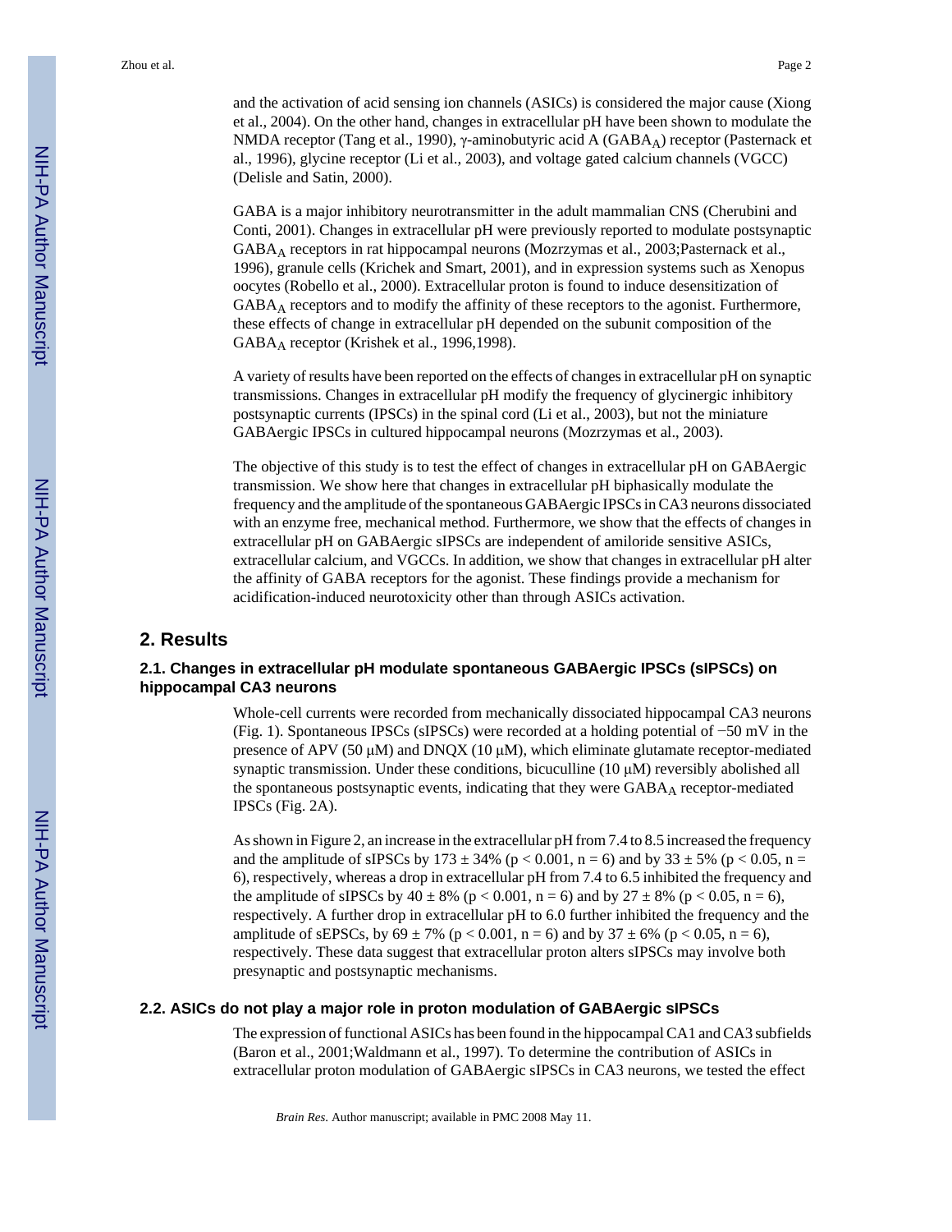and the activation of acid sensing ion channels (ASICs) is considered the major cause (Xiong et al., 2004). On the other hand, changes in extracellular pH have been shown to modulate the NMDA receptor (Tang et al., 1990), γ-aminobutyric acid A ($GABA_A$) receptor (Pasternack et al., 1996), glycine receptor (Li et al., 2003), and voltage gated calcium channels (VGCC) (Delisle and Satin, 2000).

GABA is a major inhibitory neurotransmitter in the adult mammalian CNS (Cherubini and Conti, 2001). Changes in extracellular pH were previously reported to modulate postsynaptic $GABA_A$ receptors in rat hippocampal neurons (Mozrzymas et al., 2003;Pasternack et al., 1996), granule cells (Krichek and Smart, 2001), and in expression systems such as Xenopus oocytes (Robello et al., 2000). Extracellular proton is found to induce desensitization of $GABA_A$ receptors and to modify the affinity of these receptors to the agonist. Furthermore, these effects of change in extracellular pH depended on the subunit composition of the $GABA_A$ receptor (Krishek et al., 1996,1998).

A variety of results have been reported on the effects of changes in extracellular pH on synaptic transmissions. Changes in extracellular pH modify the frequency of glycinergic inhibitory postsynaptic currents (IPSCs) in the spinal cord (Li et al., 2003), but not the miniature GABAergic IPSCs in cultured hippocampal neurons (Mozrzymas et al., 2003).

The objective of this study is to test the effect of changes in extracellular pH on GABAergic transmission. We show here that changes in extracellular pH biphasically modulate the frequency and the amplitude of the spontaneous GABAergic IPSCs in CA3 neurons dissociated with an enzyme free, mechanical method. Furthermore, we show that the effects of changes in extracellular pH on GABAergic sIPSCs are independent of amiloride sensitive ASICs, extracellular calcium, and VGCCs. In addition, we show that changes in extracellular pH alter the affinity of GABA receptors for the agonist. These findings provide a mechanism for acidification-induced neurotoxicity other than through ASICs activation.

## 2. Results

### 2.1. Changes in extracellular pH modulate spontaneous GABAergic IPSCs (sIPSCs) on hippocampal CA3 neurons

Whole-cell currents were recorded from mechanically dissociated hippocampal CA3 neurons (Fig. 1). Spontaneous IPSCs (sIPSCs) were recorded at a holding potential of −50 mV in the presence of APV (50 μM) and DNQX (10 μM), which eliminate glutamate receptor-mediated synaptic transmission. Under these conditions, bicuculline (10 μM) reversibly abolished all the spontaneous postsynaptic events, indicating that they were $GABA_A$ receptor-mediated IPSCs (Fig. 2A).

As shown in Figure 2, an increase in the extracellular pH from 7.4 to 8.5 increased the frequency and the amplitude of sIPSCs by 173 ± 34% ($p < 0.001$, $n = 6$) and by 33 ± 5% ($p < 0.05$, $n = 6$), respectively, whereas a drop in extracellular pH from 7.4 to 6.5 inhibited the frequency and the amplitude of sIPSCs by 40 ± 8% ($p < 0.001$, $n = 6$) and by 27 ± 8% ($p < 0.05$, $n = 6$), respectively. A further drop in extracellular pH to 6.0 further inhibited the frequency and the amplitude of sEPSCs, by 69 ± 7% ($p < 0.001$, $n = 6$) and by 37 ± 6% ($p < 0.05$, $n = 6$), respectively. These data suggest that extracellular proton alters sIPSCs may involve both presynaptic and postsynaptic mechanisms.

### 2.2. ASICs do not play a major role in proton modulation of GABAergic sIPSCs

The expression of functional ASICs has been found in the hippocampal CA1 and CA3 subfields (Baron et al., 2001;Waldmann et al., 1997). To determine the contribution of ASICs in extracellular proton modulation of GABAergic sIPSCs in CA3 neurons, we tested the effect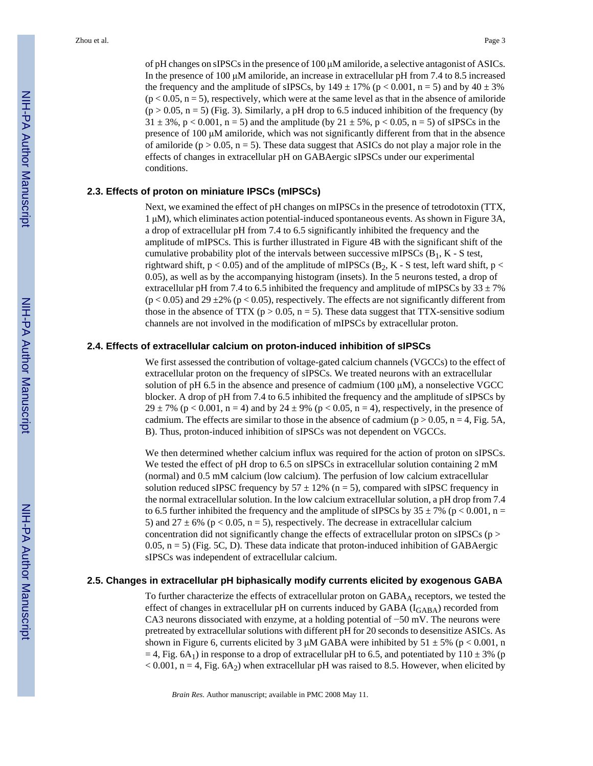of pH changes on sIPSCs in the presence of 100 μM amiloride, a selective antagonist of ASICs. In the presence of 100 μM amiloride, an increase in extracellular pH from 7.4 to 8.5 increased the frequency and the amplitude of sIPSCs, by 149 ± 17% ($p < 0.001$, n = 5) and by 40 ± 3% ($p < 0.05$, n = 5), respectively, which were at the same level as that in the absence of amiloride ($p > 0.05$, n = 5) (Fig. 3). Similarly, a pH drop to 6.5 induced inhibition of the frequency (by 31 ± 3%, $p < 0.001$, n = 5) and the amplitude (by 21 ± 5%, $p < 0.05$, n = 5) of sIPSCs in the presence of 100 μM amiloride, which was not significantly different from that in the absence of amiloride ($p > 0.05$, n = 5). These data suggest that ASICs do not play a major role in the effects of changes in extracellular pH on GABAergic sIPSCs under our experimental conditions.

### 2.3. Effects of proton on miniature IPSCs (mIPSCs)

Next, we examined the effect of pH changes on mIPSCs in the presence of tetrodotoxin (TTX, 1 μM), which eliminates action potential-induced spontaneous events. As shown in Figure 3A, a drop of extracellular pH from 7.4 to 6.5 significantly inhibited the frequency and the amplitude of mIPSCs. This is further illustrated in Figure 4B with the significant shift of the cumulative probability plot of the intervals between successive mIPSCs ($B_1$, K - S test, rightward shift, $p < 0.05$) and of the amplitude of mIPSCs ($B_2$, K - S test, left ward shift, $p < 0.05$), as well as by the accompanying histogram (insets). In the 5 neurons tested, a drop of extracellular pH from 7.4 to 6.5 inhibited the frequency and amplitude of mIPSCs by 33 ± 7% ($p < 0.05$) and 29 ±2% ($p < 0.05$), respectively. The effects are not significantly different from those in the absence of TTX ($p > 0.05$, n = 5). These data suggest that TTX-sensitive sodium channels are not involved in the modification of mIPSCs by extracellular proton.

### 2.4. Effects of extracellular calcium on proton-induced inhibition of sIPSCs

We first assessed the contribution of voltage-gated calcium channels (VGCCs) to the effect of extracellular proton on the frequency of sIPSCs. We treated neurons with an extracellular solution of pH 6.5 in the absence and presence of cadmium (100 μM), a nonselective VGCC blocker. A drop of pH from 7.4 to 6.5 inhibited the frequency and the amplitude of sIPSCs by 29 ± 7% ($p < 0.001$, n = 4) and by 24 ± 9% ($p < 0.05$, n = 4), respectively, in the presence of cadmium. The effects are similar to those in the absence of cadmium ($p > 0.05$, n = 4, Fig. 5A, B). Thus, proton-induced inhibition of sIPSCs was not dependent on VGCCs.

We then determined whether calcium influx was required for the action of proton on sIPSCs. We tested the effect of pH drop to 6.5 on sIPSCs in extracellular solution containing 2 mM (normal) and 0.5 mM calcium (low calcium). The perfusion of low calcium extracellular solution reduced sIPSC frequency by 57 ± 12% (n = 5), compared with sIPSC frequency in the normal extracellular solution. In the low calcium extracellular solution, a pH drop from 7.4 to 6.5 further inhibited the frequency and the amplitude of sIPSCs by 35 ± 7% ($p < 0.001$, n = 5) and 27 ± 6% ($p < 0.05$, n = 5), respectively. The decrease in extracellular calcium concentration did not significantly change the effects of extracellular proton on sIPSCs ($p > 0.05$, n = 5) (Fig. 5C, D). These data indicate that proton-induced inhibition of GABAergic sIPSCs was independent of extracellular calcium.

### 2.5. Changes in extracellular pH biphasically modify currents elicited by exogenous GABA

To further characterize the effects of extracellular proton on $GABA_A$ receptors, we tested the effect of changes in extracellular pH on currents induced by GABA ($I_{GABA}$) recorded from CA3 neurons dissociated with enzyme, at a holding potential of −50 mV. The neurons were pretreated by extracellular solutions with different pH for 20 seconds to desensitize ASICs. As shown in Figure 6, currents elicited by 3 μM GABA were inhibited by 51 ± 5% ($p < 0.001$, n = 4, Fig. $6A_1$) in response to a drop of extracellular pH to 6.5, and potentiated by 110 ± 3% ($p < 0.001$, n = 4, Fig. $6A_2$) when extracellular pH was raised to 8.5. However, when elicited by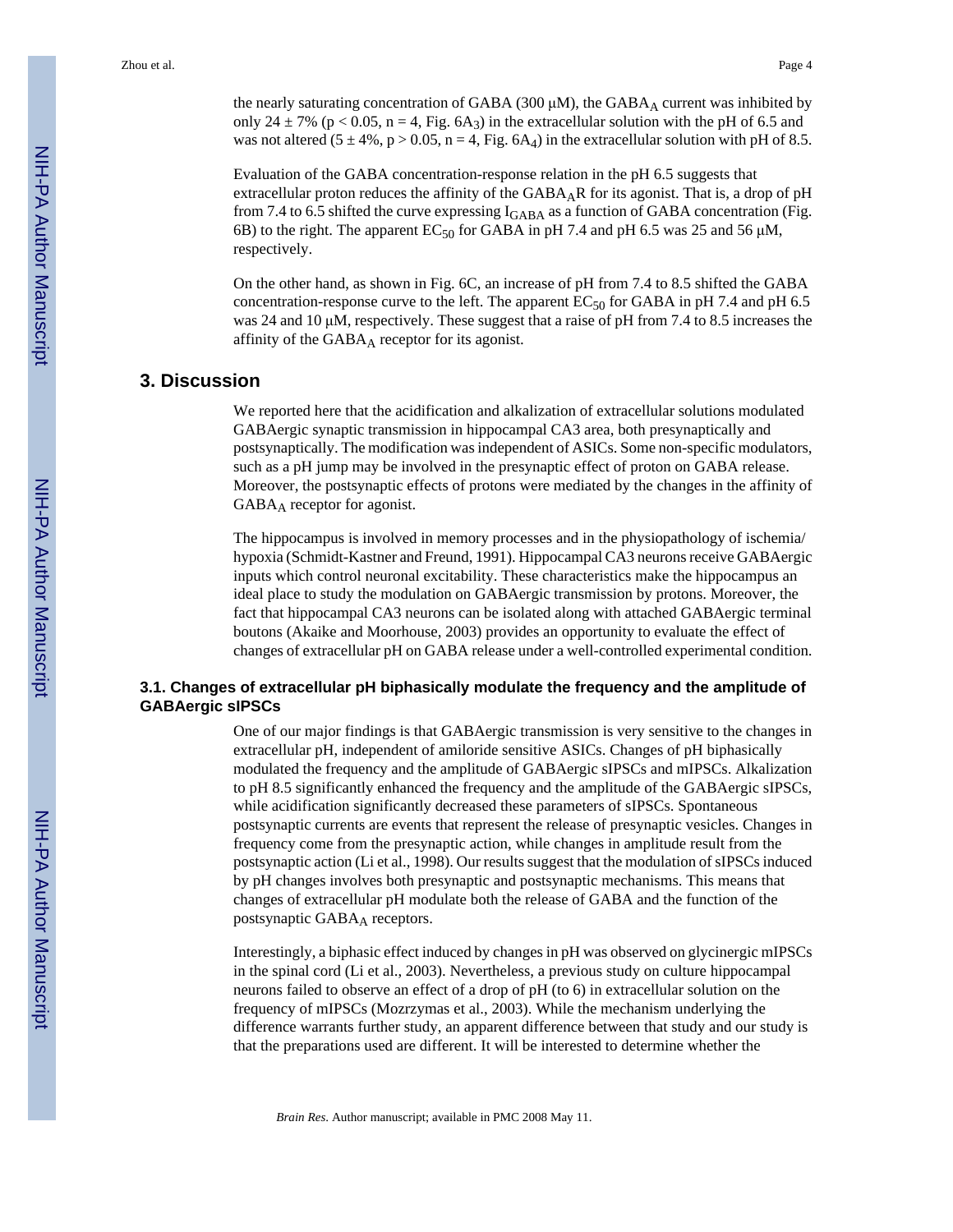the nearly saturating concentration of GABA (300 μM), the $GABA_A$ current was inhibited by only 24 ± 7% ($p < 0.05$, $n = 4$, Fig. $6A_3$) in the extracellular solution with the pH of 6.5 and was not altered (5 ± 4%, $p > 0.05$, $n = 4$, Fig. $6A_4$) in the extracellular solution with pH of 8.5.

Evaluation of the GABA concentration-response relation in the pH 6.5 suggests that extracellular proton reduces the affinity of the $GABA_AR$ for its agonist. That is, a drop of pH from 7.4 to 6.5 shifted the curve expressing $I_{GABA}$ as a function of GABA concentration (Fig. 6B) to the right. The apparent $EC_{50}$ for GABA in pH 7.4 and pH 6.5 was 25 and 56 μM, respectively.

On the other hand, as shown in Fig. 6C, an increase of pH from 7.4 to 8.5 shifted the GABA concentration-response curve to the left. The apparent $EC_{50}$ for GABA in pH 7.4 and pH 6.5 was 24 and 10 μM, respectively. These suggest that a raise of pH from 7.4 to 8.5 increases the affinity of the $GABA_A$ receptor for its agonist.

## 3. Discussion

We reported here that the acidification and alkalization of extracellular solutions modulated GABAergic synaptic transmission in hippocampal CA3 area, both presynaptically and postsynaptically. The modification was independent of ASICs. Some non-specific modulators, such as a pH jump may be involved in the presynaptic effect of proton on GABA release. Moreover, the postsynaptic effects of protons were mediated by the changes in the affinity of $GABA_A$ receptor for agonist.

The hippocampus is involved in memory processes and in the physiopathology of ischemia/ hypoxia (Schmidt-Kastner and Freund, 1991). Hippocampal CA3 neurons receive GABAergic inputs which control neuronal excitability. These characteristics make the hippocampus an ideal place to study the modulation on GABAergic transmission by protons. Moreover, the fact that hippocampal CA3 neurons can be isolated along with attached GABAergic terminal boutons (Akaike and Moorhouse, 2003) provides an opportunity to evaluate the effect of changes of extracellular pH on GABA release under a well-controlled experimental condition.

### 3.1. Changes of extracellular pH biphasically modulate the frequency and the amplitude of GABAergic sIPSCs

One of our major findings is that GABAergic transmission is very sensitive to the changes in extracellular pH, independent of amiloride sensitive ASICs. Changes of pH biphasically modulated the frequency and the amplitude of GABAergic sIPSCs and mIPSCs. Alkalization to pH 8.5 significantly enhanced the frequency and the amplitude of the GABAergic sIPSCs, while acidification significantly decreased these parameters of sIPSCs. Spontaneous postsynaptic currents are events that represent the release of presynaptic vesicles. Changes in frequency come from the presynaptic action, while changes in amplitude result from the postsynaptic action (Li et al., 1998). Our results suggest that the modulation of sIPSCs induced by pH changes involves both presynaptic and postsynaptic mechanisms. This means that changes of extracellular pH modulate both the release of GABA and the function of the postsynaptic $GABA_A$ receptors.

Interestingly, a biphasic effect induced by changes in pH was observed on glycinergic mIPSCs in the spinal cord (Li et al., 2003). Nevertheless, a previous study on culture hippocampal neurons failed to observe an effect of a drop of pH (to 6) in extracellular solution on the frequency of mIPSCs (Mozrzymas et al., 2003). While the mechanism underlying the difference warrants further study, an apparent difference between that study and our study is that the preparations used are different. It will be interested to determine whether the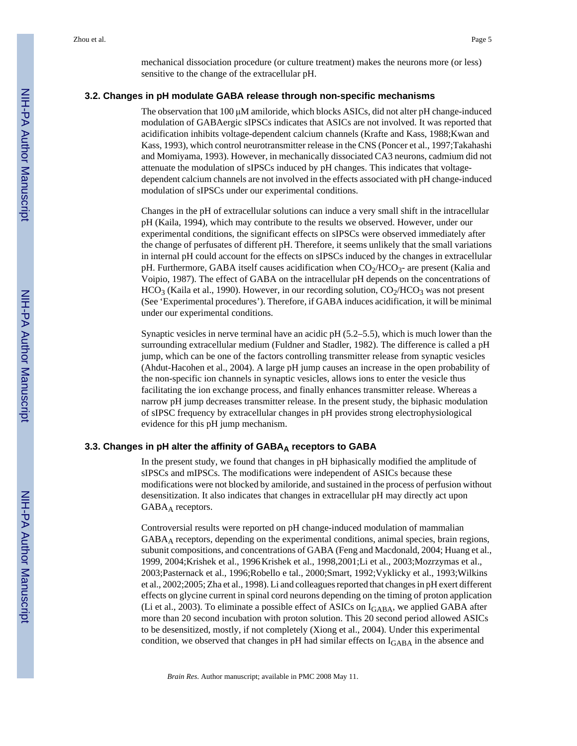mechanical dissociation procedure (or culture treatment) makes the neurons more (or less) sensitive to the change of the extracellular pH.

### 3.2. Changes in pH modulate GABA release through non-specific mechanisms

The observation that 100 μM amiloride, which blocks ASICs, did not alter pH change-induced modulation of GABAergic sIPSCs indicates that ASICs are not involved. It was reported that acidification inhibits voltage-dependent calcium channels (Krafte and Kass, 1988;Kwan and Kass, 1993), which control neurotransmitter release in the CNS (Poncer et al., 1997;Takahashi and Momiyama, 1993). However, in mechanically dissociated CA3 neurons, cadmium did not attenuate the modulation of sIPSCs induced by pH changes. This indicates that voltage-dependent calcium channels are not involved in the effects associated with pH change-induced modulation of sIPSCs under our experimental conditions.

Changes in the pH of extracellular solutions can induce a very small shift in the intracellular pH (Kaila, 1994), which may contribute to the results we observed. However, under our experimental conditions, the significant effects on sIPSCs were observed immediately after the change of perfusates of different pH. Therefore, it seems unlikely that the small variations in internal pH could account for the effects on sIPSCs induced by the changes in extracellular pH. Furthermore, GABA itself causes acidification when $CO_2/HCO_3$- are present (Kalia and Voipio, 1987). The effect of GABA on the intracellular pH depends on the concentrations of $HCO_3$ (Kaila et al., 1990). However, in our recording solution, $CO_2/HCO_3$ was not present (See 'Experimental procedures'). Therefore, if GABA induces acidification, it will be minimal under our experimental conditions.

Synaptic vesicles in nerve terminal have an acidic pH (5.2–5.5), which is much lower than the surrounding extracellular medium (Fuldner and Stadler, 1982). The difference is called a pH jump, which can be one of the factors controlling transmitter release from synaptic vesicles (Ahdut-Hacohen et al., 2004). A large pH jump causes an increase in the open probability of the non-specific ion channels in synaptic vesicles, allows ions to enter the vesicle thus facilitating the ion exchange process, and finally enhances transmitter release. Whereas a narrow pH jump decreases transmitter release. In the present study, the biphasic modulation of sIPSC frequency by extracellular changes in pH provides strong electrophysiological evidence for this pH jump mechanism.

### 3.3. Changes in pH alter the affinity of $GABA_A$ receptors to GABA

In the present study, we found that changes in pH biphasically modified the amplitude of sIPSCs and mIPSCs. The modifications were independent of ASICs because these modifications were not blocked by amiloride, and sustained in the process of perfusion without desensitization. It also indicates that changes in extracellular pH may directly act upon $GABA_A$ receptors.

Controversial results were reported on pH change-induced modulation of mammalian $GABA_A$ receptors, depending on the experimental conditions, animal species, brain regions, subunit compositions, and concentrations of GABA (Feng and Macdonald, 2004; Huang et al., 1999, 2004;Krishek et al., 1996 Krishek et al., 1998,2001;Li et al., 2003;Mozrzymas et al., 2003;Pasternack et al., 1996;Robello e tal., 2000;Smart, 1992;Vyklicky et al., 1993;Wilkins et al., 2002;2005; Zha et al., 1998). Li and colleagues reported that changes in pH exert different effects on glycine current in spinal cord neurons depending on the timing of proton application (Li et al., 2003). To eliminate a possible effect of ASICs on $I_{GABA}$, we applied GABA after more than 20 second incubation with proton solution. This 20 second period allowed ASICs to be desensitized, mostly, if not completely (Xiong et al., 2004). Under this experimental condition, we observed that changes in pH had similar effects on $I_{GABA}$ in the absence and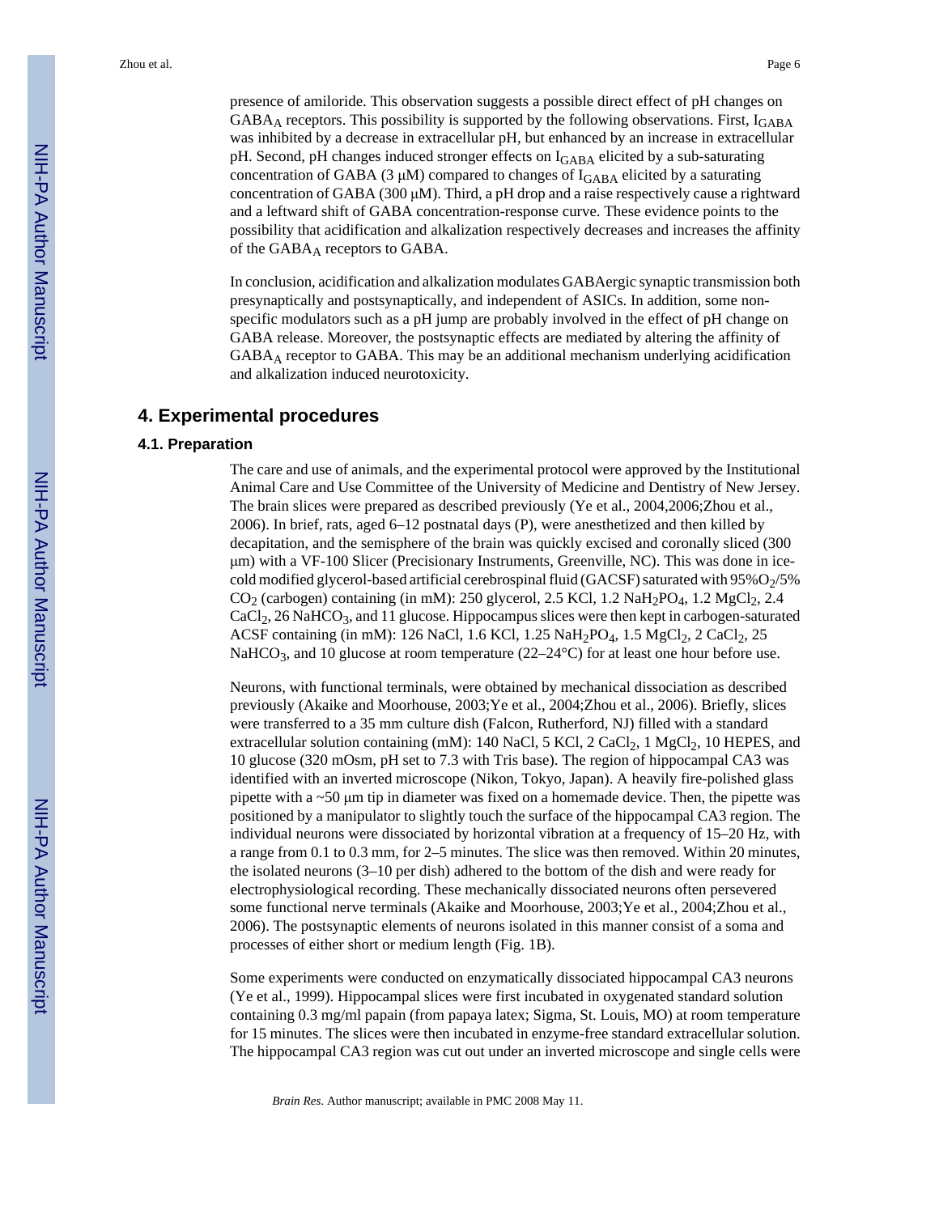presence of amiloride. This observation suggests a possible direct effect of pH changes on $GABA_A$ receptors. This possibility is supported by the following observations. First, $I_{GABA}$ was inhibited by a decrease in extracellular pH, but enhanced by an increase in extracellular pH. Second, pH changes induced stronger effects on $I_{GABA}$ elicited by a sub-saturating concentration of GABA (3 μM) compared to changes of $I_{GABA}$ elicited by a saturating concentration of GABA (300 μM). Third, a pH drop and a raise respectively cause a rightward and a leftward shift of GABA concentration-response curve. These evidence points to the possibility that acidification and alkalization respectively decreases and increases the affinity of the $GABA_A$ receptors to GABA.

In conclusion, acidification and alkalization modulates GABAergic synaptic transmission both presynaptically and postsynaptically, and independent of ASICs. In addition, some non-specific modulators such as a pH jump are probably involved in the effect of pH change on GABA release. Moreover, the postsynaptic effects are mediated by altering the affinity of $GABA_A$ receptor to GABA. This may be an additional mechanism underlying acidification and alkalization induced neurotoxicity.

## 4. Experimental procedures

### 4.1. Preparation

The care and use of animals, and the experimental protocol were approved by the Institutional Animal Care and Use Committee of the University of Medicine and Dentistry of New Jersey. The brain slices were prepared as described previously (Ye et al., 2004,2006;Zhou et al., 2006). In brief, rats, aged 6–12 postnatal days (P), were anesthetized and then killed by decapitation, and the semisphere of the brain was quickly excised and coronally sliced (300 μm) with a VF-100 Slicer (Precisionary Instruments, Greenville, NC). This was done in ice-cold modified glycerol-based artificial cerebrospinal fluid (GACSF) saturated with 95%$O_2$/5% $CO_2$ (carbogen) containing (in mM): 250 glycerol, 2.5 KCl, 1.2 $NaH_2PO_4$, 1.2 $MgCl_2$, 2.4 $CaCl_2$, 26 $NaHCO_3$, and 11 glucose. Hippocampus slices were then kept in carbogen-saturated ACSF containing (in mM): 126 NaCl, 1.6 KCl, 1.25 $NaH_2PO_4$, 1.5 $MgCl_2$, 2 $CaCl_2$, 25 $NaHCO_3$, and 10 glucose at room temperature (22–24°C) for at least one hour before use.

Neurons, with functional terminals, were obtained by mechanical dissociation as described previously (Akaike and Moorhouse, 2003;Ye et al., 2004;Zhou et al., 2006). Briefly, slices were transferred to a 35 mm culture dish (Falcon, Rutherford, NJ) filled with a standard extracellular solution containing (mM): 140 NaCl, 5 KCl, 2 $CaCl_2$, 1 $MgCl_2$, 10 HEPES, and 10 glucose (320 mOsm, pH set to 7.3 with Tris base). The region of hippocampal CA3 was identified with an inverted microscope (Nikon, Tokyo, Japan). A heavily fire-polished glass pipette with a ~50 μm tip in diameter was fixed on a homemade device. Then, the pipette was positioned by a manipulator to slightly touch the surface of the hippocampal CA3 region. The individual neurons were dissociated by horizontal vibration at a frequency of 15–20 Hz, with a range from 0.1 to 0.3 mm, for 2–5 minutes. The slice was then removed. Within 20 minutes, the isolated neurons (3–10 per dish) adhered to the bottom of the dish and were ready for electrophysiological recording. These mechanically dissociated neurons often persevered some functional nerve terminals (Akaike and Moorhouse, 2003;Ye et al., 2004;Zhou et al., 2006). The postsynaptic elements of neurons isolated in this manner consist of a soma and processes of either short or medium length (Fig. 1B).

Some experiments were conducted on enzymatically dissociated hippocampal CA3 neurons (Ye et al., 1999). Hippocampal slices were first incubated in oxygenated standard solution containing 0.3 mg/ml papain (from papaya latex; Sigma, St. Louis, MO) at room temperature for 15 minutes. The slices were then incubated in enzyme-free standard extracellular solution. The hippocampal CA3 region was cut out under an inverted microscope and single cells were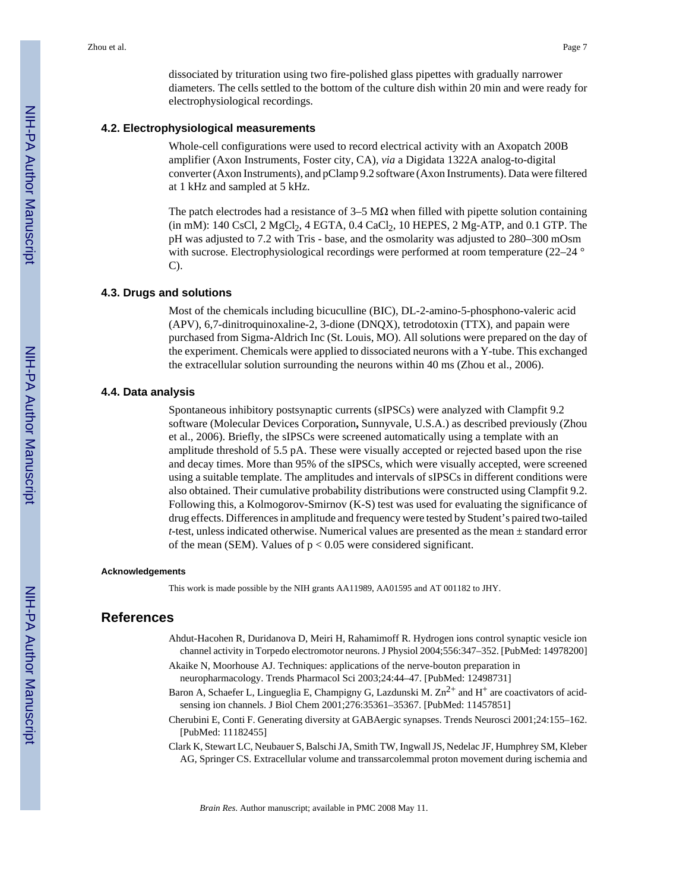dissociated by trituration using two fire-polished glass pipettes with gradually narrower diameters. The cells settled to the bottom of the culture dish within 20 min and were ready for electrophysiological recordings.

### 4.2. Electrophysiological measurements

Whole-cell configurations were used to record electrical activity with an Axopatch 200B amplifier (Axon Instruments, Foster city, CA), *via* a Digidata 1322A analog-to-digital converter (Axon Instruments), and pClamp 9.2 software (Axon Instruments). Data were filtered at 1 kHz and sampled at 5 kHz.

The patch electrodes had a resistance of 3–5 MΩ when filled with pipette solution containing (in mM): 140 CsCl, 2 $MgCl_2$, 4 EGTA, 0.4 $CaCl_2$, 10 HEPES, 2 Mg-ATP, and 0.1 GTP. The pH was adjusted to 7.2 with Tris - base, and the osmolarity was adjusted to 280–300 mOsm with sucrose. Electrophysiological recordings were performed at room temperature (22–24 ° C).

### 4.3. Drugs and solutions

Most of the chemicals including bicuculline (BIC), DL-2-amino-5-phosphono-valeric acid (APV), 6,7-dinitroquinoxaline-2, 3-dione (DNQX), tetrodotoxin (TTX), and papain were purchased from Sigma-Aldrich Inc (St. Louis, MO). All solutions were prepared on the day of the experiment. Chemicals were applied to dissociated neurons with a Y-tube. This exchanged the extracellular solution surrounding the neurons within 40 ms (Zhou et al., 2006).

### 4.4. Data analysis

Spontaneous inhibitory postsynaptic currents (sIPSCs) were analyzed with Clampfit 9.2 software (Molecular Devices Corporation**,** Sunnyvale, U.S.A.) as described previously (Zhou et al., 2006). Briefly, the sIPSCs were screened automatically using a template with an amplitude threshold of 5.5 pA. These were visually accepted or rejected based upon the rise and decay times. More than 95% of the sIPSCs, which were visually accepted, were screened using a suitable template. The amplitudes and intervals of sIPSCs in different conditions were also obtained. Their cumulative probability distributions were constructed using Clampfit 9.2. Following this, a Kolmogorov-Smirnov (K-S) test was used for evaluating the significance of drug effects. Differences in amplitude and frequency were tested by Student's paired two-tailed *t*-test, unless indicated otherwise. Numerical values are presented as the mean ± standard error of the mean (SEM). Values of $p < 0.05$ were considered significant.

#### Acknowledgements

This work is made possible by the NIH grants AA11989, AA01595 and AT 001182 to JHY.

## References

Ahdut-Hacohen R, Duridanova D, Meiri H, Rahamimoff R. Hydrogen ions control synaptic vesicle ion channel activity in Torpedo electromotor neurons. J Physiol 2004;556:347–352. [PubMed: 14978200]

Akaike N, Moorhouse AJ. Techniques: applications of the nerve-bouton preparation in neuropharmacology. Trends Pharmacol Sci 2003;24:44–47. [PubMed: 12498731]

Baron A, Schaefer L, Lingueglia E, Champigny G, Lazdunski M. $Zn^{2+}$ and $H^+$ are coactivators of acid-sensing ion channels. J Biol Chem 2001;276:35361–35367. [PubMed: 11457851]

Cherubini E, Conti F. Generating diversity at GABAergic synapses. Trends Neurosci 2001;24:155–162. [PubMed: 11182455]

Clark K, Stewart LC, Neubauer S, Balschi JA, Smith TW, Ingwall JS, Nedelac JF, Humphrey SM, Kleber AG, Springer CS. Extracellular volume and transsarcolemmal proton movement during ischemia and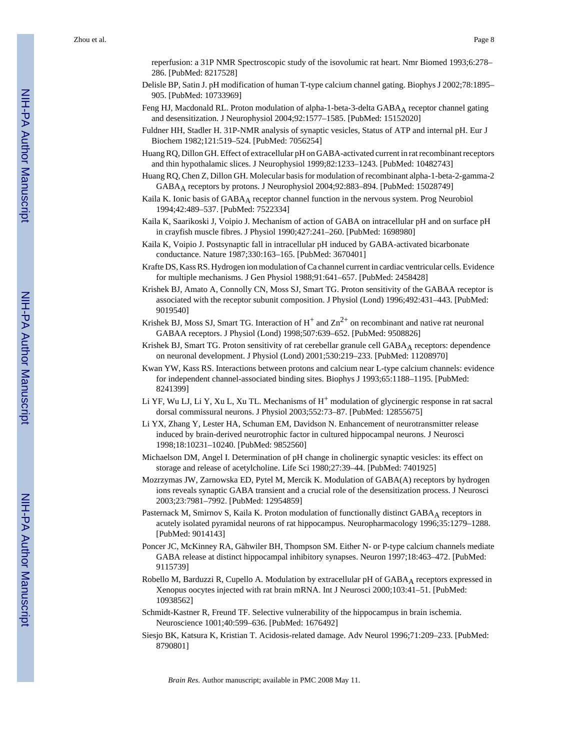reperfusion: a 31P NMR Spectroscopic study of the isovolumic rat heart. Nmr Biomed 1993;6:278–286. [PubMed: 8217528]

Delisle BP, Satin J. pH modification of human T-type calcium channel gating. Biophys J 2002;78:1895–905. [PubMed: 10733969]

Feng HJ, Macdonald RL. Proton modulation of alpha-1-beta-3-delta $GABA_A$ receptor channel gating and desensitization. J Neurophysiol 2004;92:1577–1585. [PubMed: 15152020]

Fuldner HH, Stadler H. 31P-NMR analysis of synaptic vesicles, Status of ATP and internal pH. Eur J Biochem 1982;121:519–524. [PubMed: 7056254]

Huang RQ, Dillon GH. Effect of extracellular pH on GABA-activated current in rat recombinant receptors and thin hypothalamic slices. J Neurophysiol 1999;82:1233–1243. [PubMed: 10482743]

Huang RQ, Chen Z, Dillon GH. Molecular basis for modulation of recombinant alpha-1-beta-2-gamma-2 $GABA_A$ receptors by protons. J Neurophysiol 2004;92:883–894. [PubMed: 15028749]

Kaila K. Ionic basis of $GABA_A$ receptor channel function in the nervous system. Prog Neurobiol 1994;42:489–537. [PubMed: 7522334]

Kaila K, Saarikoski J, Voipio J. Mechanism of action of GABA on intracellular pH and on surface pH in crayfish muscle fibres. J Physiol 1990;427:241–260. [PubMed: 1698980]

Kaila K, Voipio J. Postsynaptic fall in intracellular pH induced by GABA-activated bicarbonate conductance. Nature 1987;330:163–165. [PubMed: 3670401]

Krafte DS, Kass RS. Hydrogen ion modulation of Ca channel current in cardiac ventricular cells. Evidence for multiple mechanisms. J Gen Physiol 1988;91:641–657. [PubMed: 2458428]

Krishek BJ, Amato A, Connolly CN, Moss SJ, Smart TG. Proton sensitivity of the GABAA receptor is associated with the receptor subunit composition. J Physiol (Lond) 1996;492:431–443. [PubMed: 9019540]

Krishek BJ, Moss SJ, Smart TG. Interaction of $H^+$ and $Zn^{2+}$ on recombinant and native rat neuronal GABAA receptors. J Physiol (Lond) 1998;507:639–652. [PubMed: 9508826]

Krishek BJ, Smart TG. Proton sensitivity of rat cerebellar granule cell $GABA_A$ receptors: dependence on neuronal development. J Physiol (Lond) 2001;530:219–233. [PubMed: 11208970]

Kwan YW, Kass RS. Interactions between protons and calcium near L-type calcium channels: evidence for independent channel-associated binding sites. Biophys J 1993;65:1188–1195. [PubMed: 8241399]

Li YF, Wu LJ, Li Y, Xu L, Xu TL. Mechanisms of $H^+$ modulation of glycinergic response in rat sacral dorsal commissural neurons. J Physiol 2003;552:73–87. [PubMed: 12855675]

Li YX, Zhang Y, Lester HA, Schuman EM, Davidson N. Enhancement of neurotransmitter release induced by brain-derived neurotrophic factor in cultured hippocampal neurons. J Neurosci 1998;18:10231–10240. [PubMed: 9852560]

Michaelson DM, Angel I. Determination of pH change in cholinergic synaptic vesicles: its effect on storage and release of acetylcholine. Life Sci 1980;27:39–44. [PubMed: 7401925]

Mozrzymas JW, Zarnowska ED, Pytel M, Mercik K. Modulation of GABA(A) receptors by hydrogen ions reveals synaptic GABA transient and a crucial role of the desensitization process. J Neurosci 2003;23:7981–7992. [PubMed: 12954859]

Pasternack M, Smirnov S, Kaila K. Proton modulation of functionally distinct $GABA_A$ receptors in acutely isolated pyramidal neurons of rat hippocampus. Neuropharmacology 1996;35:1279–1288. [PubMed: 9014143]

Poncer JC, McKinney RA, Gähwiler BH, Thompson SM. Either N- or P-type calcium channels mediate GABA release at distinct hippocampal inhibitory synapses. Neuron 1997;18:463–472. [PubMed: 9115739]

Robello M, Barduzzi R, Cupello A. Modulation by extracellular pH of $GABA_A$ receptors expressed in Xenopus oocytes injected with rat brain mRNA. Int J Neurosci 2000;103:41–51. [PubMed: 10938562]

Schmidt-Kastner R, Freund TF. Selective vulnerability of the hippocampus in brain ischemia. Neuroscience 1001;40:599–636. [PubMed: 1676492]

Siesjo BK, Katsura K, Kristian T. Acidosis-related damage. Adv Neurol 1996;71:209–233. [PubMed: 8790801]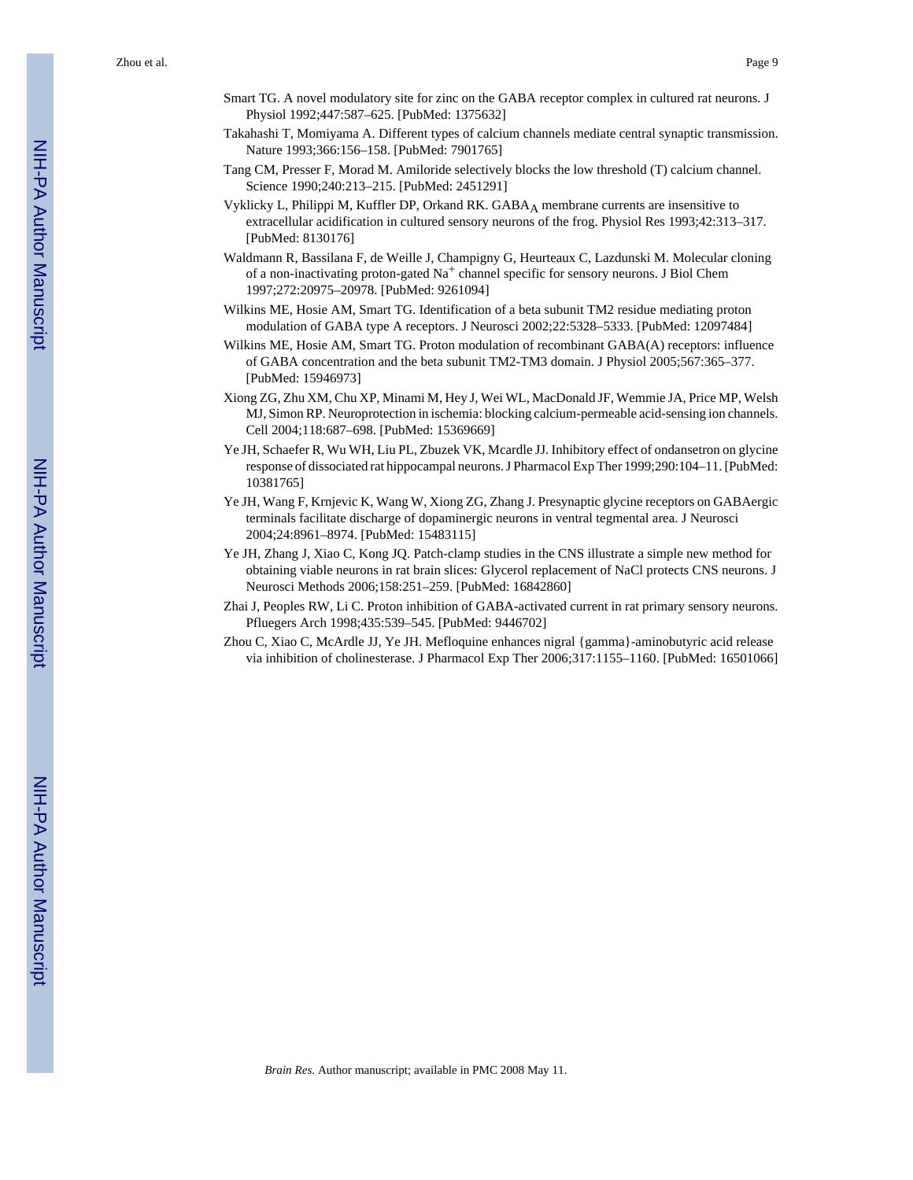Smart TG. A novel modulatory site for zinc on the GABA receptor complex in cultured rat neurons. J Physiol 1992;447:587–625. [PubMed: 1375632]

Takahashi T, Momiyama A. Different types of calcium channels mediate central synaptic transmission. Nature 1993;366:156–158. [PubMed: 7901765]

Tang CM, Presser F, Morad M. Amiloride selectively blocks the low threshold (T) calcium channel. Science 1990;240:213–215. [PubMed: 2451291]

Vyklicky L, Philippi M, Kuffler DP, Orkand RK. $GABA_A$ membrane currents are insensitive to extracellular acidification in cultured sensory neurons of the frog. Physiol Res 1993;42:313–317. [PubMed: 8130176]

Waldmann R, Bassilana F, de Weille J, Champigny G, Heurteaux C, Lazdunski M. Molecular cloning of a non-inactivating proton-gated $Na^+$ channel specific for sensory neurons. J Biol Chem 1997;272:20975–20978. [PubMed: 9261094]

Wilkins ME, Hosie AM, Smart TG. Identification of a beta subunit TM2 residue mediating proton modulation of GABA type A receptors. J Neurosci 2002;22:5328–5333. [PubMed: 12097484]

Wilkins ME, Hosie AM, Smart TG. Proton modulation of recombinant GABA(A) receptors: influence of GABA concentration and the beta subunit TM2-TM3 domain. J Physiol 2005;567:365–377. [PubMed: 15946973]

Xiong ZG, Zhu XM, Chu XP, Minami M, Hey J, Wei WL, MacDonald JF, Wemmie JA, Price MP, Welsh MJ, Simon RP. Neuroprotection in ischemia: blocking calcium-permeable acid-sensing ion channels. Cell 2004;118:687–698. [PubMed: 15369669]

Ye JH, Schaefer R, Wu WH, Liu PL, Zbuzek VK, Mcardle JJ. Inhibitory effect of ondansetron on glycine response of dissociated rat hippocampal neurons. J Pharmacol Exp Ther 1999;290:104–11. [PubMed: 10381765]

Ye JH, Wang F, Krnjevic K, Wang W, Xiong ZG, Zhang J. Presynaptic glycine receptors on GABAergic terminals facilitate discharge of dopaminergic neurons in ventral tegmental area. J Neurosci 2004;24:8961–8974. [PubMed: 15483115]

Ye JH, Zhang J, Xiao C, Kong JQ. Patch-clamp studies in the CNS illustrate a simple new method for obtaining viable neurons in rat brain slices: Glycerol replacement of NaCl protects CNS neurons. J Neurosci Methods 2006;158:251–259. [PubMed: 16842860]

Zhai J, Peoples RW, Li C. Proton inhibition of GABA-activated current in rat primary sensory neurons. Pfluegers Arch 1998;435:539–545. [PubMed: 9446702]

Zhou C, Xiao C, McArdle JJ, Ye JH. Mefloquine enhances nigral {gamma}-aminobutyric acid release via inhibition of cholinesterase. J Pharmacol Exp Ther 2006;317:1155–1160. [PubMed: 16501066]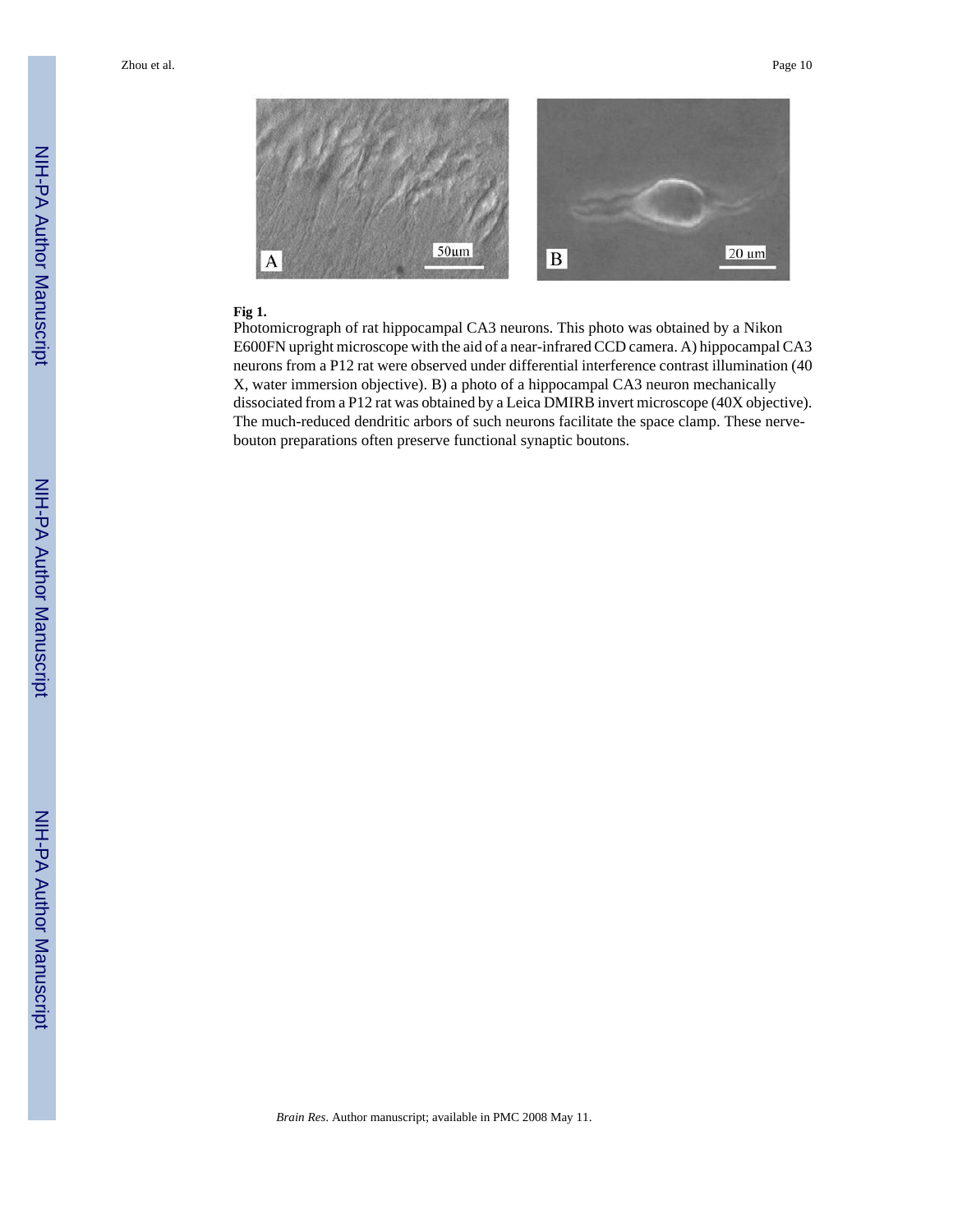**Fig 1.**

Photomicrograph of rat hippocampal CA3 neurons. This photo was obtained by a Nikon E600FN upright microscope with the aid of a near-infrared CCD camera. A) hippocampal CA3 neurons from a P12 rat were observed under differential interference contrast illumination (40 X, water immersion objective). B) a photo of a hippocampal CA3 neuron mechanically dissociated from a P12 rat was obtained by a Leica DMIRB invert microscope (40X objective). The much-reduced dendritic arbors of such neurons facilitate the space clamp. These nerve-bouton preparations often preserve functional synaptic boutons.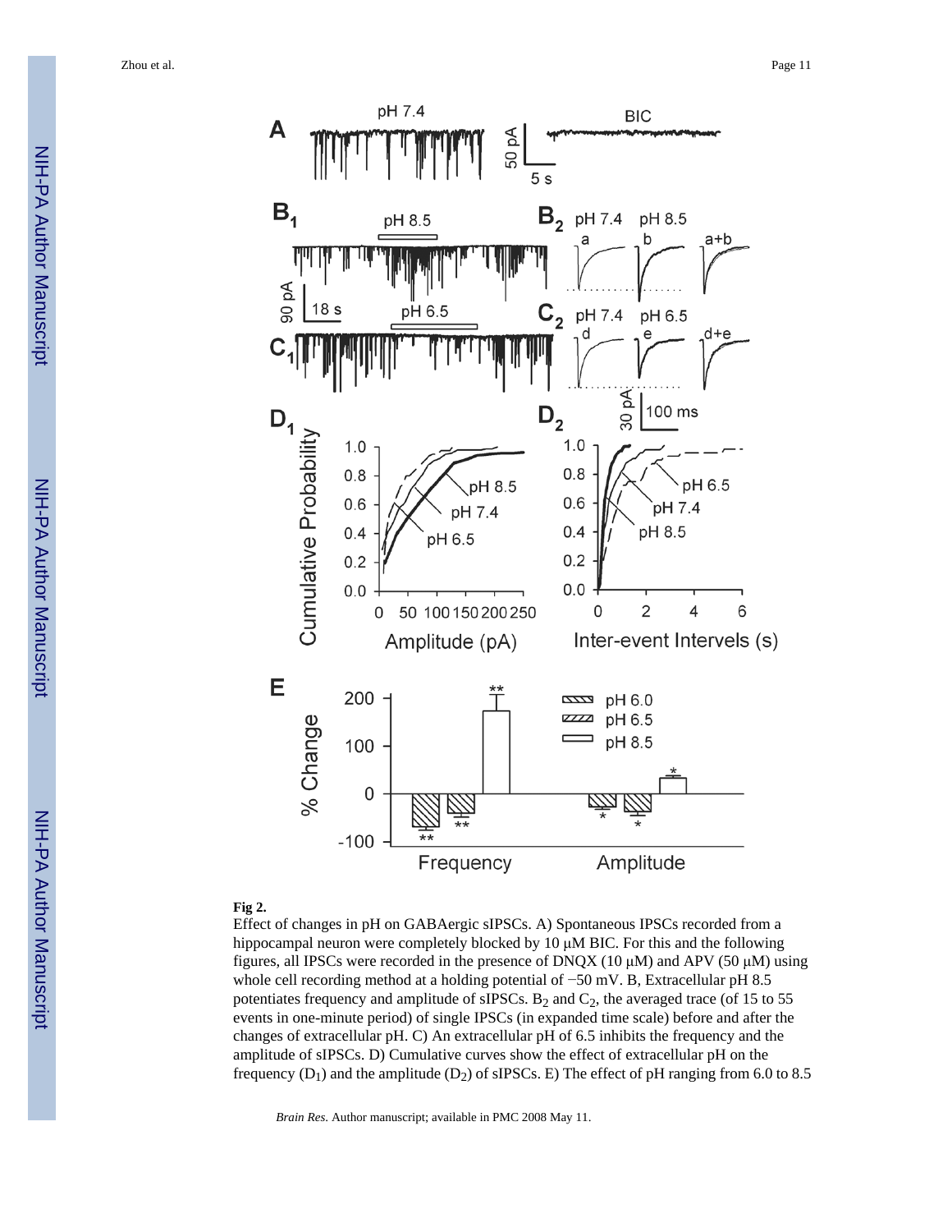**Fig 2.**

Effect of changes in pH on GABAergic sIPSCs. A) Spontaneous IPSCs recorded from a hippocampal neuron were completely blocked by 10 μM BIC. For this and the following figures, all IPSCs were recorded in the presence of DNQX (10 μM) and APV (50 μM) using whole cell recording method at a holding potential of −50 mV. B, Extracellular pH 8.5 potentiates frequency and amplitude of sIPSCs. $B_2$ and $C_2$, the averaged trace (of 15 to 55 events in one-minute period) of single IPSCs (in expanded time scale) before and after the changes of extracellular pH. C) An extracellular pH of 6.5 inhibits the frequency and the amplitude of sIPSCs. D) Cumulative curves show the effect of extracellular pH on the frequency ($D_1$) and the amplitude ($D_2$) of sIPSCs. E) The effect of pH ranging from 6.0 to 8.5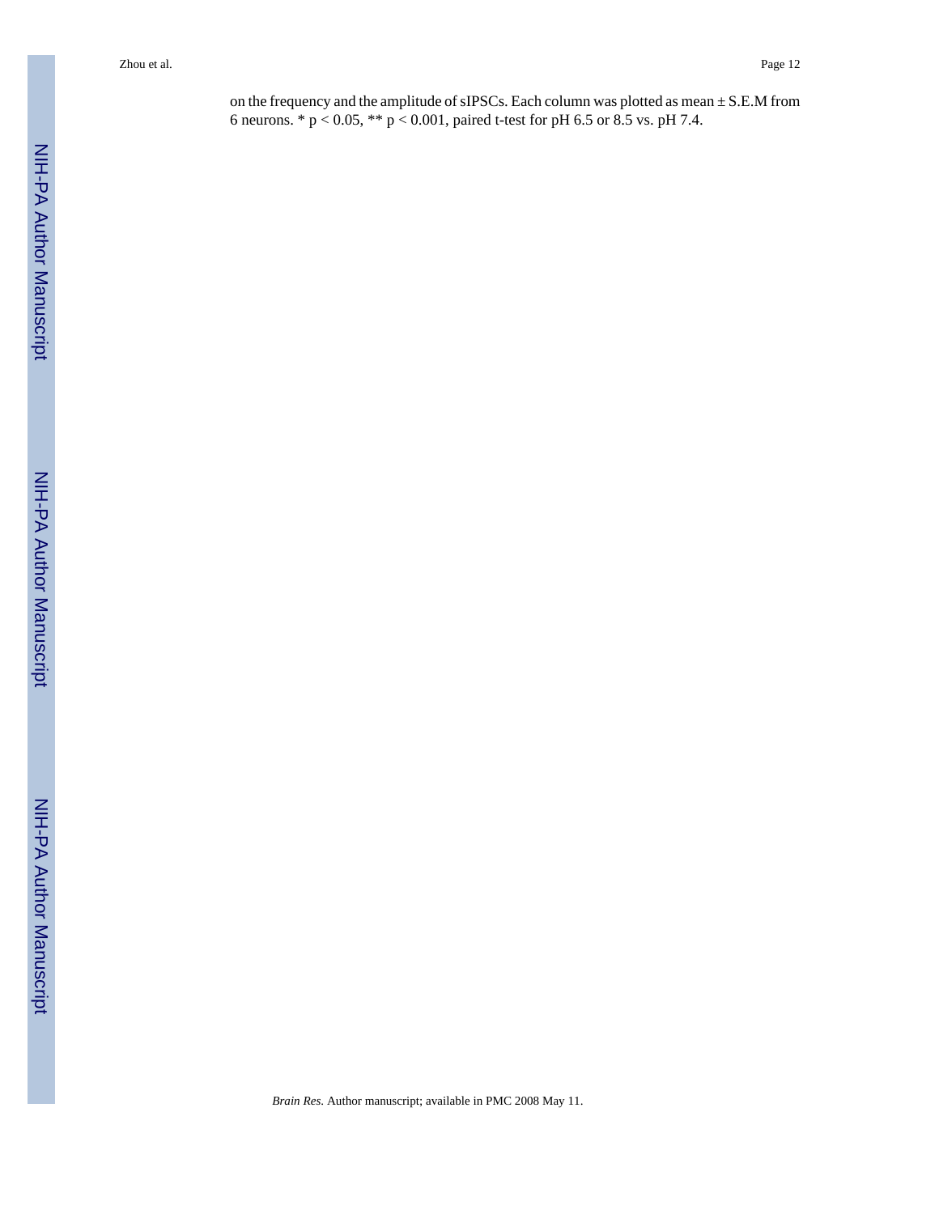on the frequency and the amplitude of sIPSCs. Each column was plotted as mean ± S.E.M from 6 neurons. * $p < 0.05$, ** $p < 0.001$, paired t-test for pH 6.5 or 8.5 vs. pH 7.4.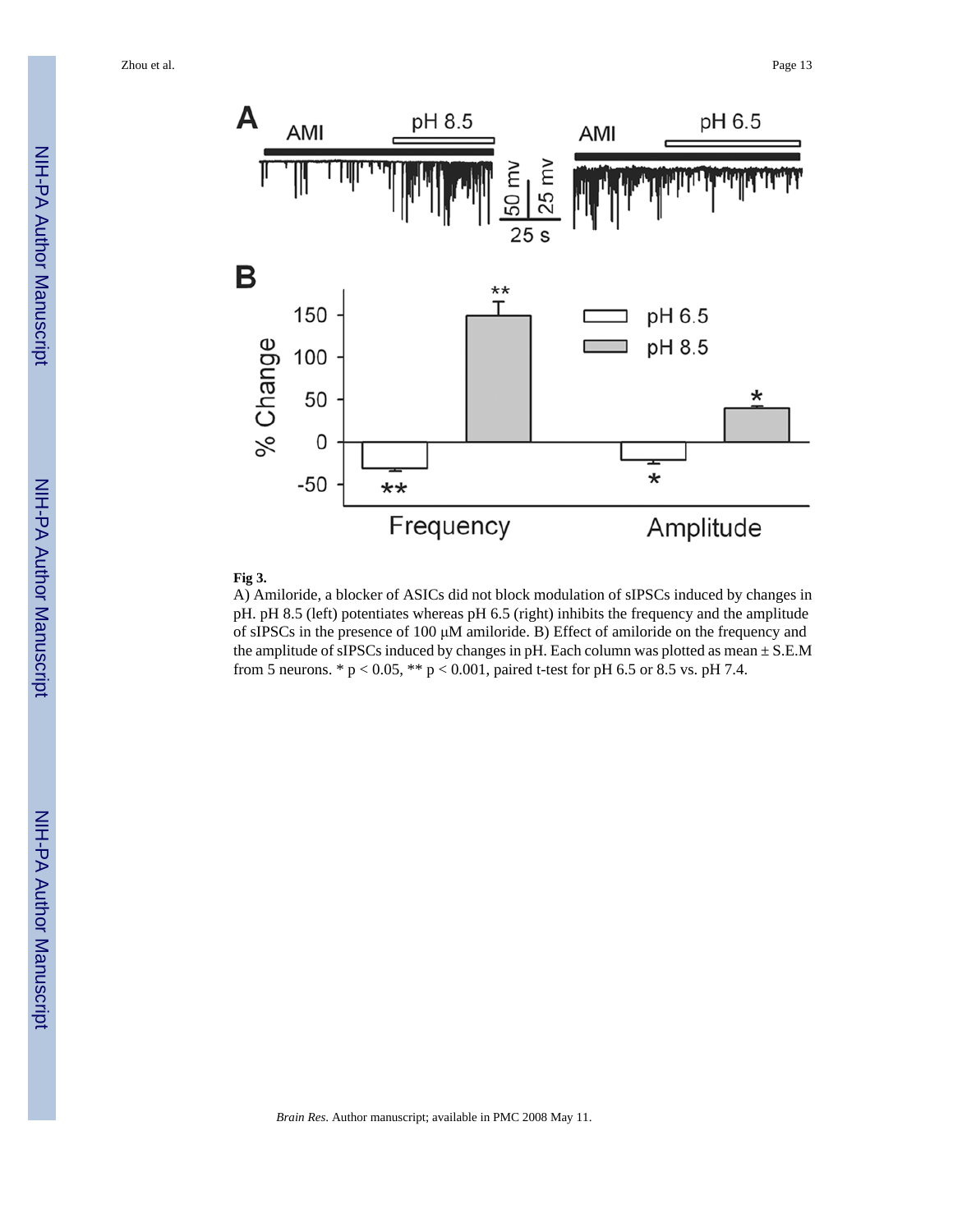**Fig 3.**

A) Amiloride, a blocker of ASICs did not block modulation of sIPSCs induced by changes in pH. pH 8.5 (left) potentiates whereas pH 6.5 (right) inhibits the frequency and the amplitude of sIPSCs in the presence of 100 μM amiloride. B) Effect of amiloride on the frequency and the amplitude of sIPSCs induced by changes in pH. Each column was plotted as mean ± S.E.M from 5 neurons. * $p < 0.05$, ** $p < 0.001$, paired t-test for pH 6.5 or 8.5 vs. pH 7.4.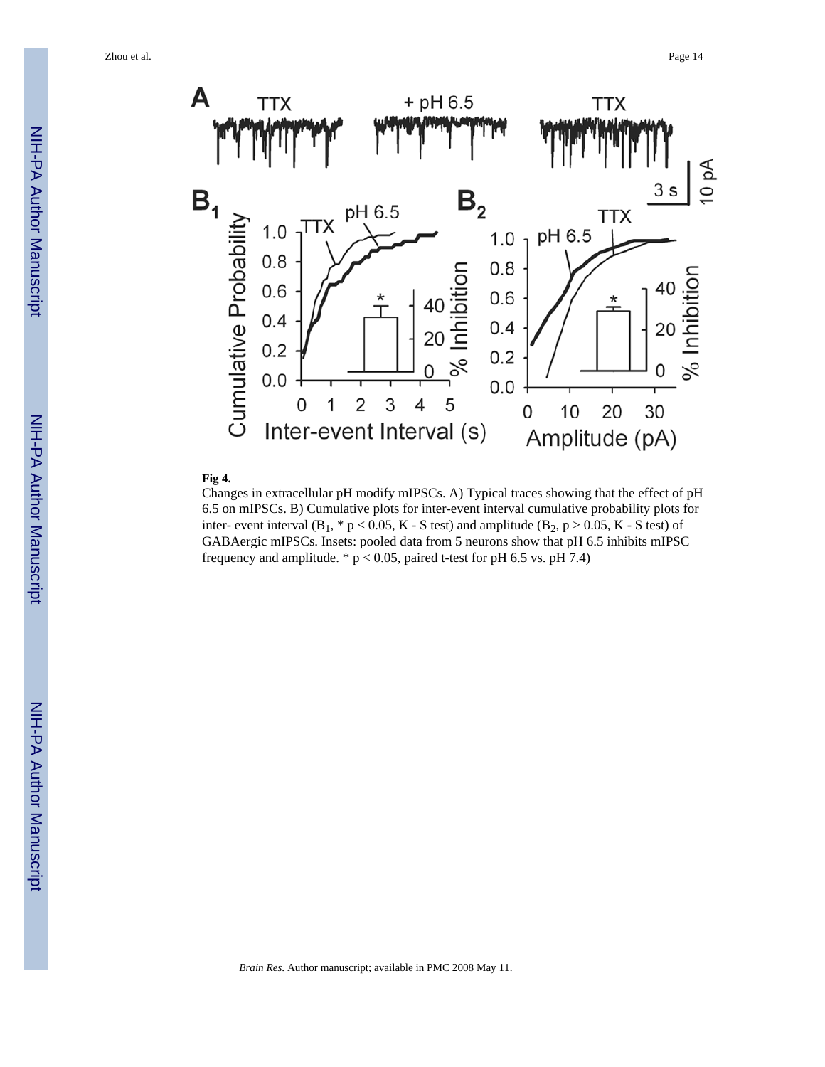**Fig 4.**

Changes in extracellular pH modify mIPSCs. A) Typical traces showing that the effect of pH 6.5 on mIPSCs. B) Cumulative plots for inter-event interval cumulative probability plots for inter- event interval ($B_1$, * $p < 0.05$, K - S test) and amplitude ($B_2$, $p > 0.05$, K - S test) of GABAergic mIPSCs. Insets: pooled data from 5 neurons show that pH 6.5 inhibits mIPSC frequency and amplitude. * $p < 0.05$, paired t-test for pH 6.5 vs. pH 7.4)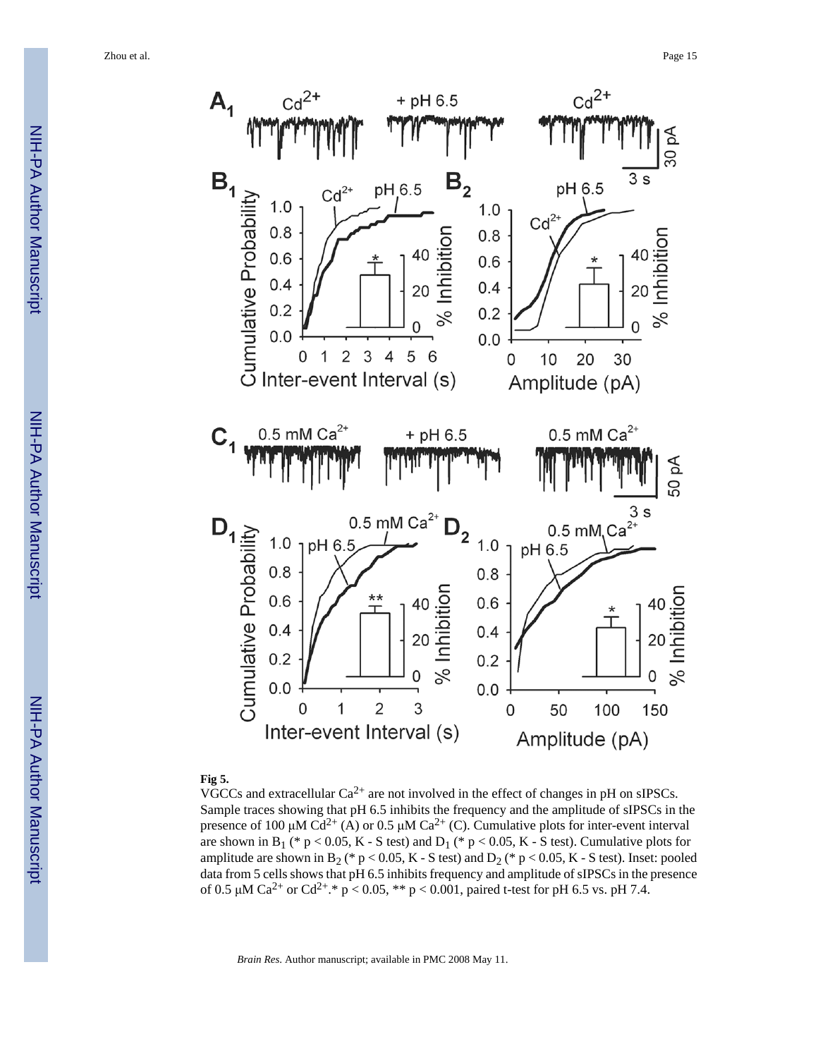**Fig 5.**

VGCCs and extracellular $Ca^{2+}$ are not involved in the effect of changes in pH on sIPSCs. Sample traces showing that pH 6.5 inhibits the frequency and the amplitude of sIPSCs in the presence of 100 μM $Cd^{2+}$ (A) or 0.5 μM $Ca^{2+}$ (C). Cumulative plots for inter-event interval are shown in $B_1$ (* $p < 0.05$, K - S test) and $D_1$ (* $p < 0.05$, K - S test). Cumulative plots for amplitude are shown in $B_2$ (* $p < 0.05$, K - S test) and $D_2$ (* $p < 0.05$, K - S test). Inset: pooled data from 5 cells shows that pH 6.5 inhibits frequency and amplitude of sIPSCs in the presence of 0.5 μM $Ca^{2+}$ or $Cd^{2+}$.* $p < 0.05$, ** $p < 0.001$, paired t-test for pH 6.5 vs. pH 7.4.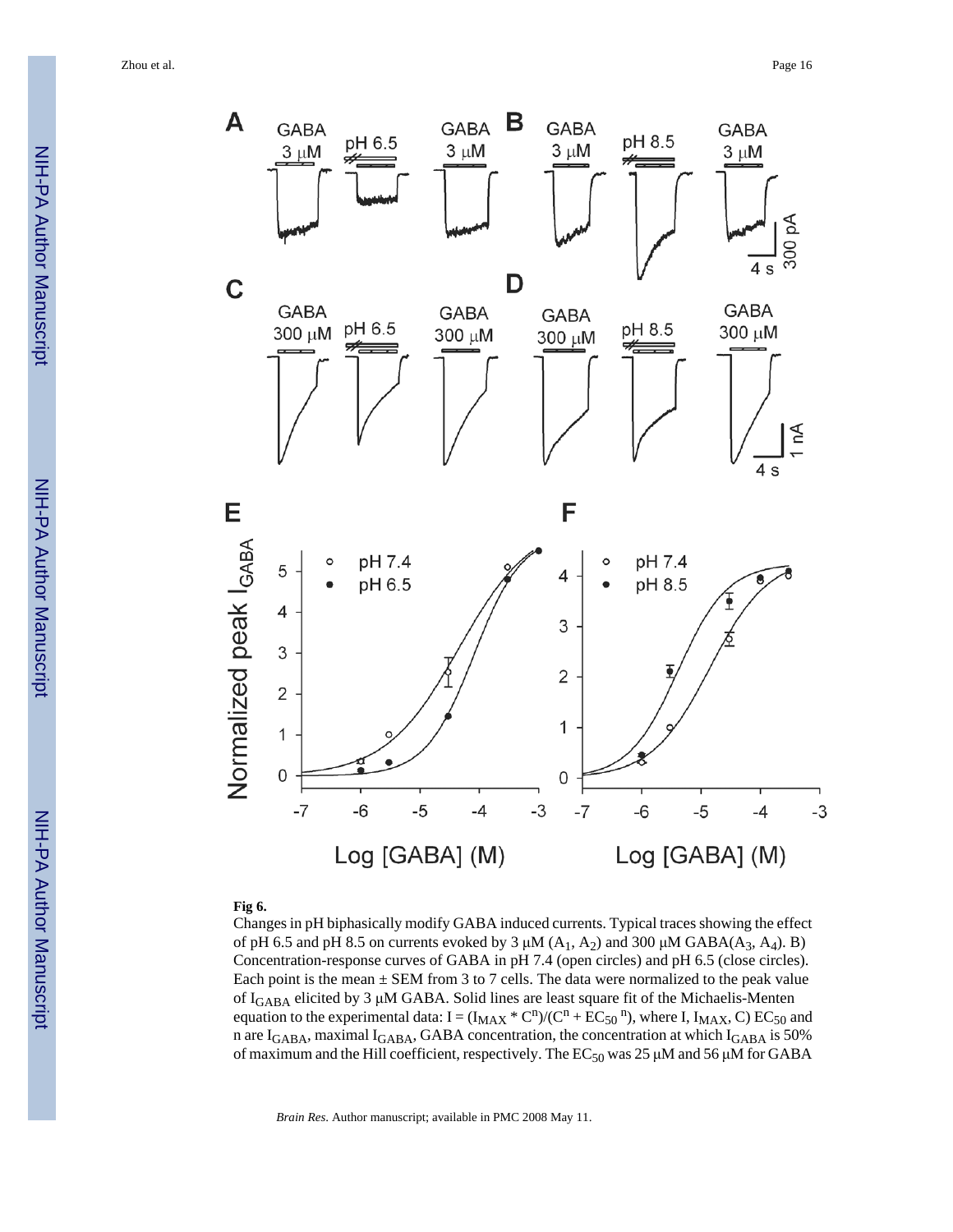**Fig 6.**

Changes in pH biphasically modify GABA induced currents. Typical traces showing the effect of pH 6.5 and pH 8.5 on currents evoked by 3 μM ($A_1$, $A_2$) and 300 μM GABA($A_3$, $A_4$). B) Concentration-response curves of GABA in pH 7.4 (open circles) and pH 6.5 (close circles). Each point is the mean ± SEM from 3 to 7 cells. The data were normalized to the peak value of $I_{GABA}$ elicited by 3 μM GABA. Solid lines are least square fit of the Michaelis-Menten equation to the experimental data: $I = (I_{MAX} * C^n)/(C^n + EC_{50}{}^n)$, where I, $I_{MAX}$, C) $EC_{50}$ and n are $I_{GABA}$, maximal $I_{GABA}$, GABA concentration, the concentration at which $I_{GABA}$ is 50% of maximum and the Hill coefficient, respectively. The $EC_{50}$ was 25 μM and 56 μM for GABA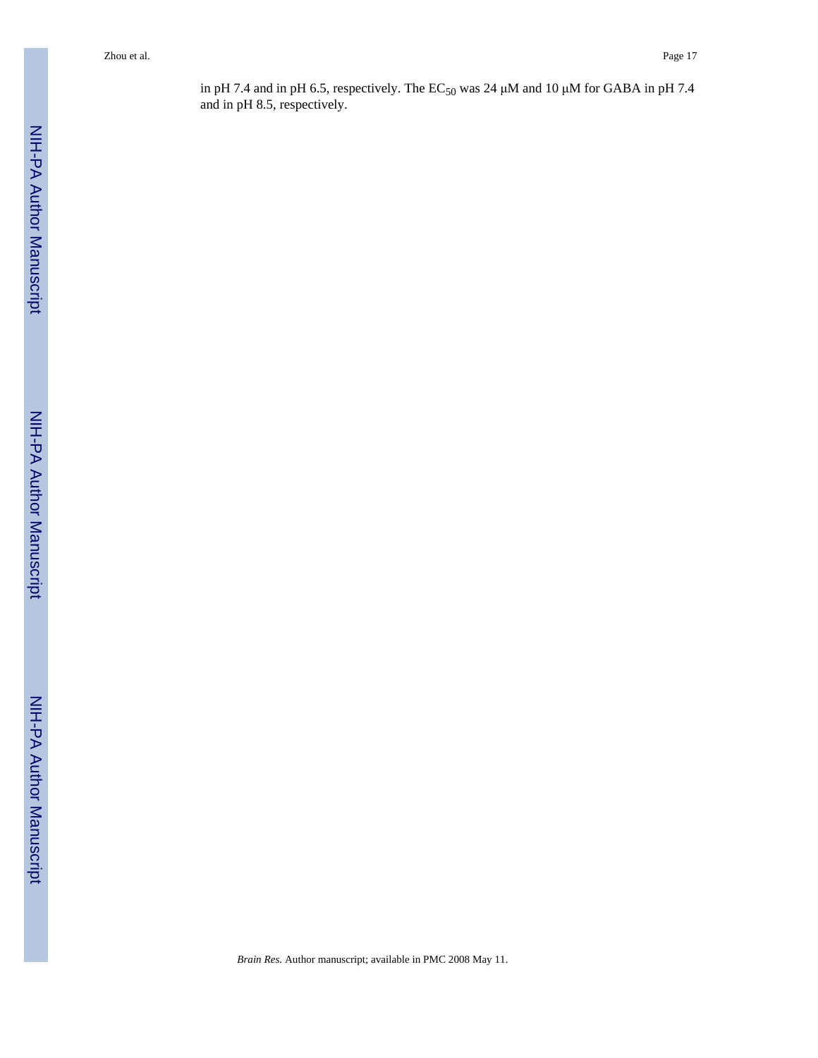in pH 7.4 and in pH 6.5, respectively. The $EC_{50}$ was 24 μM and 10 μM for GABA in pH 7.4 and in pH 8.5, respectively.